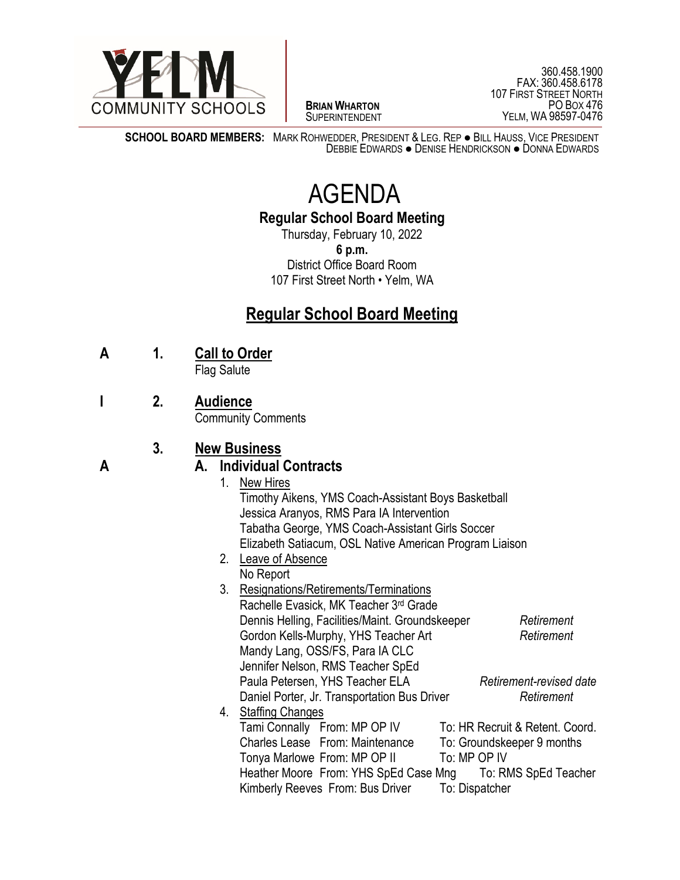YELM COMMUNITY SCHOOLS

**BRIAN WHARTON**
SUPERINTENDENT

360.458.1900
FAX: 360.458.6178
107 FIRST STREET NORTH
PO BOX 476
YELM, WA 98597-0476

**SCHOOL BOARD MEMBERS:** MARK ROHWEDDER, PRESIDENT & LEG. REP ● BILL HAUSS, VICE PRESIDENT
DEBBIE EDWARDS ● DENISE HENDRICKSON ● DONNA EDWARDS

# AGENDA

**Regular School Board Meeting**
Thursday, February 10, 2022
**6 p.m.**
District Office Board Room
107 First Street North • Yelm, WA

## Regular School Board Meeting

**A** **1. Call to Order**
Flag Salute

**I** **2. Audience**
Community Comments

**3. New Business**

**A** **A. Individual Contracts**

1. New Hires
   Timothy Aikens, YMS Coach-Assistant Boys Basketball
   Jessica Aranyos, RMS Para IA Intervention
   Tabatha George, YMS Coach-Assistant Girls Soccer
   Elizabeth Satiacum, OSL Native American Program Liaison
2. Leave of Absence
   No Report
3. Resignations/Retirements/Terminations
   Rachelle Evasick, MK Teacher 3rd Grade
   Dennis Helling, Facilities/Maint. Groundskeeper *Retirement*
   Gordon Kells-Murphy, YHS Teacher Art *Retirement*
   Mandy Lang, OSS/FS, Para IA CLC
   Jennifer Nelson, RMS Teacher SpEd
   Paula Petersen, YHS Teacher ELA *Retirement-revised date*
   Daniel Porter, Jr. Transportation Bus Driver *Retirement*
4. Staffing Changes
   Tami Connally From: MP OP IV To: HR Recruit & Retent. Coord.
   Charles Lease From: Maintenance To: Groundskeeper 9 months
   Tonya Marlowe From: MP OP II To: MP OP IV
   Heather Moore From: YHS SpEd Case Mng To: RMS SpEd Teacher
   Kimberly Reeves From: Bus Driver To: Dispatcher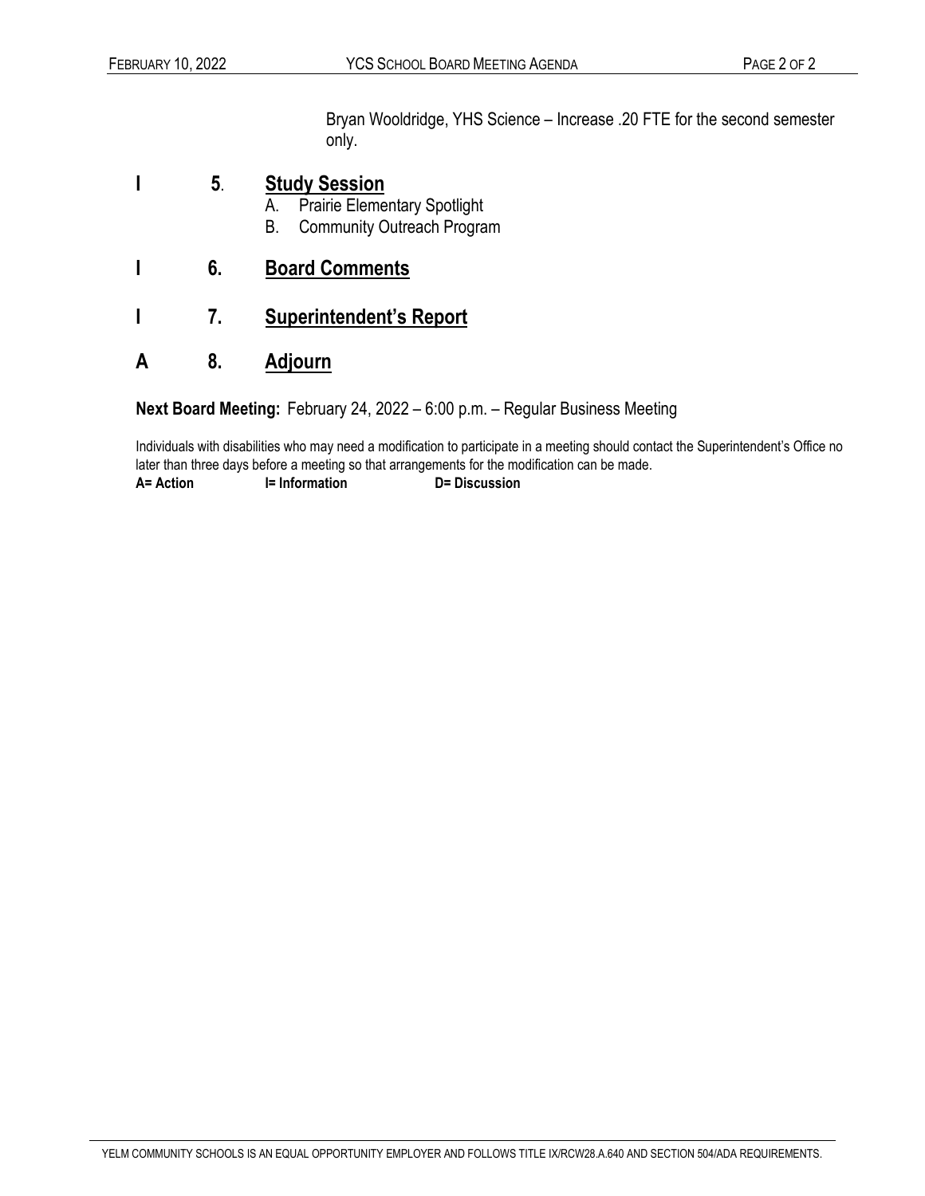Bryan Wooldridge, YHS Science – Increase .20 FTE for the second semester only.

## I 5. Study Session

A. Prairie Elementary Spotlight
B. Community Outreach Program

## I 6. Board Comments

## I 7. Superintendent's Report

## A 8. Adjourn

**Next Board Meeting:** February 24, 2022 – 6:00 p.m. – Regular Business Meeting

Individuals with disabilities who may need a modification to participate in a meeting should contact the Superintendent's Office no later than three days before a meeting so that arrangements for the modification can be made.

**A= Action** **I= Information** **D= Discussion**

YELM COMMUNITY SCHOOLS IS AN EQUAL OPPORTUNITY EMPLOYER AND FOLLOWS TITLE IX/RCW28.A.640 AND SECTION 504/ADA REQUIREMENTS.